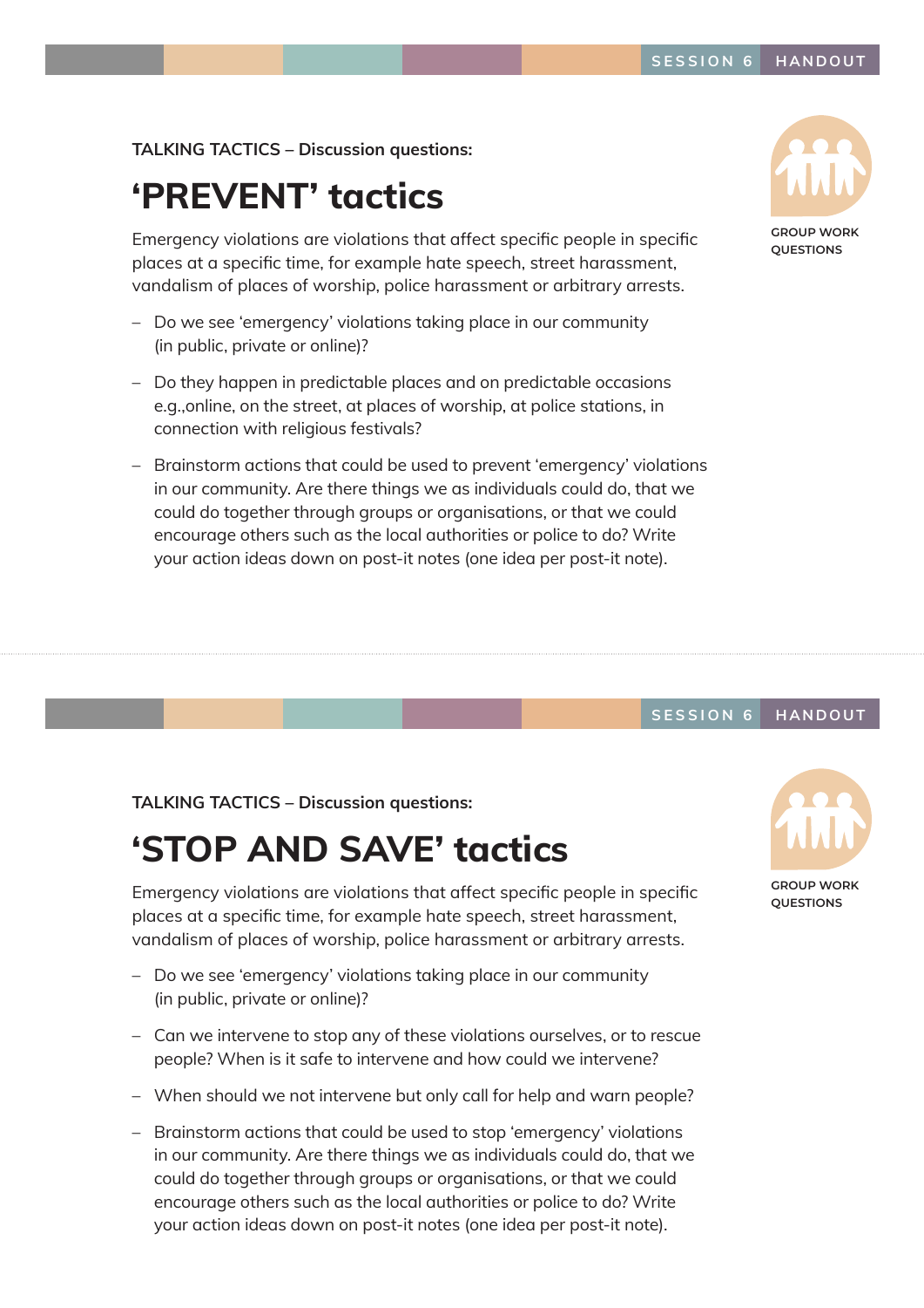TALKING TACTICS – Discussion questions:

# 'PREVENT' tactics

GROUP WORK QUESTIONS

Emergency violations are violations that affect specific people in specific places at a specific time, for example hate speech, street harassment, vandalism of places of worship, police harassment or arbitrary arrests.

- Do we see 'emergency' violations taking place in our community (in public, private or online)?
- Do they happen in predictable places and on predictable occasions e.g.,online, on the street, at places of worship, at police stations, in connection with religious festivals?
- Brainstorm actions that could be used to prevent 'emergency' violations in our community. Are there things we as individuals could do, that we could do together through groups or organisations, or that we could encourage others such as the local authorities or police to do? Write your action ideas down on post-it notes (one idea per post-it note).

TALKING TACTICS – Discussion questions:

# 'STOP AND SAVE' tactics

GROUP WORK QUESTIONS

Emergency violations are violations that affect specific people in specific places at a specific time, for example hate speech, street harassment, vandalism of places of worship, police harassment or arbitrary arrests.

- Do we see 'emergency' violations taking place in our community (in public, private or online)?
- Can we intervene to stop any of these violations ourselves, or to rescue people? When is it safe to intervene and how could we intervene?
- When should we not intervene but only call for help and warn people?
- Brainstorm actions that could be used to stop 'emergency' violations in our community. Are there things we as individuals could do, that we could do together through groups or organisations, or that we could encourage others such as the local authorities or police to do? Write your action ideas down on post-it notes (one idea per post-it note).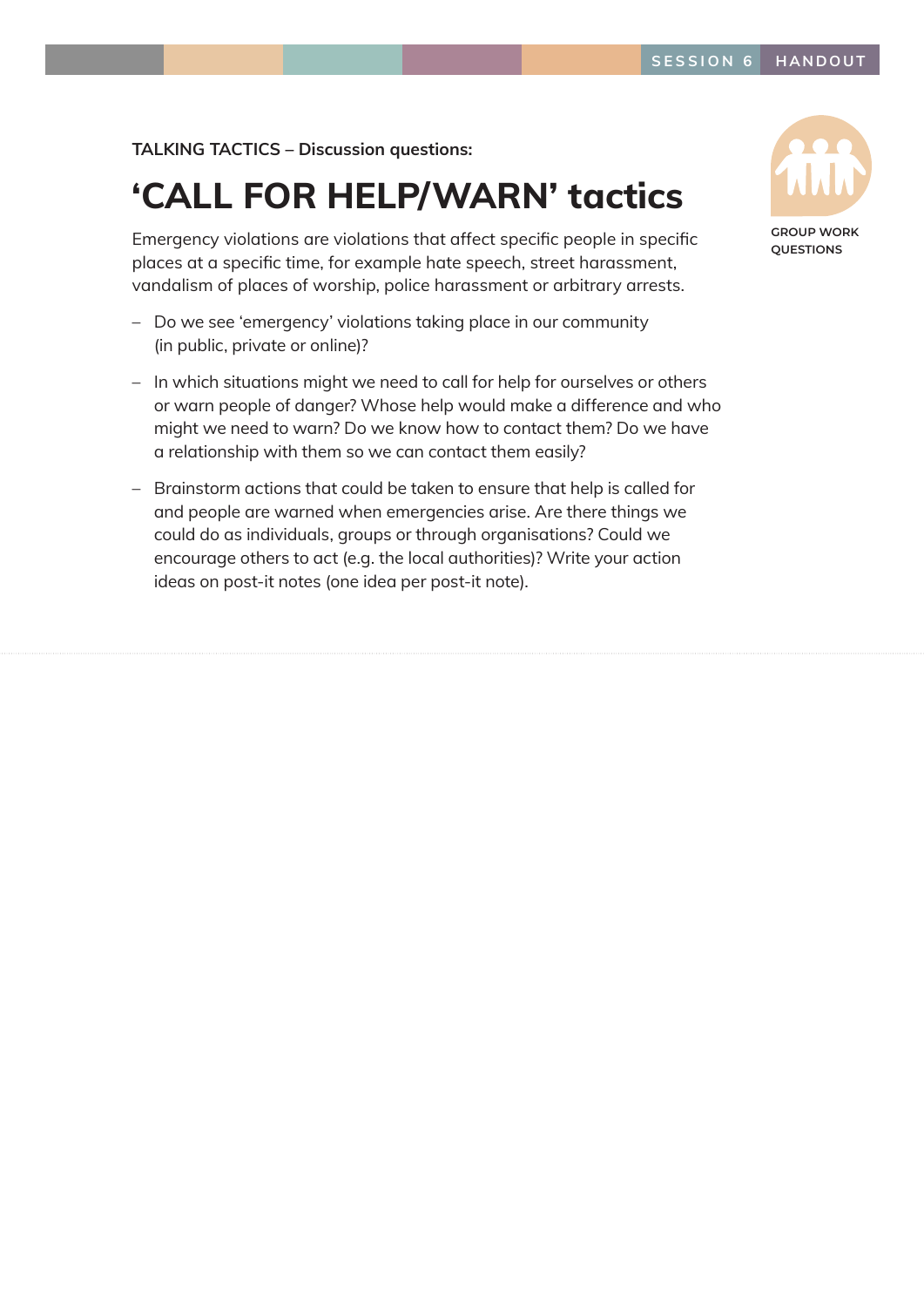TALKING TACTICS – Discussion questions:

# 'CALL FOR HELP/WARN' tactics

GROUP WORK QUESTIONS

Emergency violations are violations that affect specific people in specific places at a specific time, for example hate speech, street harassment, vandalism of places of worship, police harassment or arbitrary arrests.

- Do we see 'emergency' violations taking place in our community (in public, private or online)?
- In which situations might we need to call for help for ourselves or others or warn people of danger? Whose help would make a difference and who might we need to warn? Do we know how to contact them? Do we have a relationship with them so we can contact them easily?
- Brainstorm actions that could be taken to ensure that help is called for and people are warned when emergencies arise. Are there things we could do as individuals, groups or through organisations? Could we encourage others to act (e.g. the local authorities)? Write your action ideas on post-it notes (one idea per post-it note).